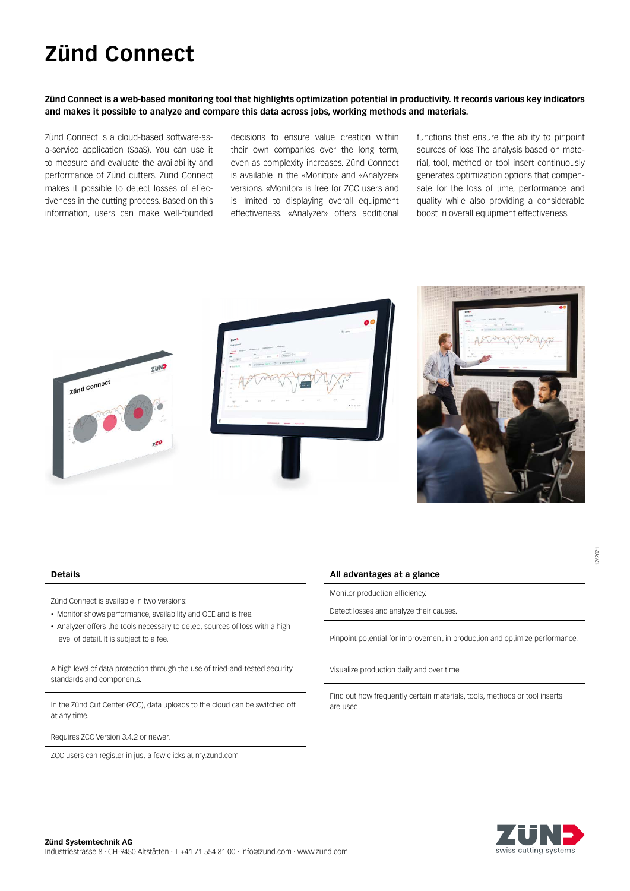# Zünd Connect

**Zünd Connect is a web-based monitoring tool that highlights optimization potential in productivity. It records various key indicators and makes it possible to analyze and compare this data across jobs, working methods and materials.**

Zünd Connect is a cloud-based software-as-a-service application (SaaS). You can use it to measure and evaluate the availability and performance of Zünd cutters. Zünd Connect makes it possible to detect losses of effectiveness in the cutting process. Based on this information, users can make well-founded decisions to ensure value creation within their own companies over the long term, even as complexity increases. Zünd Connect is available in the «Monitor» and «Analyzer» versions. «Monitor» is free for ZCC users and is limited to displaying overall equipment effectiveness. «Analyzer» offers additional functions that ensure the ability to pinpoint sources of loss The analysis based on material, tool, method or tool insert continuously generates optimization options that compensate for the loss of time, performance and quality while also providing a considerable boost in overall equipment effectiveness.

## Details

Zünd Connect is available in two versions:

- Monitor shows performance, availability and OEE and is free.
- Analyzer offers the tools necessary to detect sources of loss with a high level of detail. It is subject to a fee.

A high level of data protection through the use of tried-and-tested security standards and components.

In the Zünd Cut Center (ZCC), data uploads to the cloud can be switched off at any time.

Requires ZCC Version 3.4.2 or newer.

ZCC users can register in just a few clicks at my.zund.com

## All advantages at a glance

Monitor production efficiency.

Detect losses and analyze their causes.

Pinpoint potential for improvement in production and optimize performance.

Visualize production daily and over time

Find out how frequently certain materials, tools, methods or tool inserts are used.

12/2021

**Zünd Systemtechnik AG**
Industriestrasse 8 · CH-9450 Altstätten · T +41 71 554 81 00 · info@zund.com · www.zund.com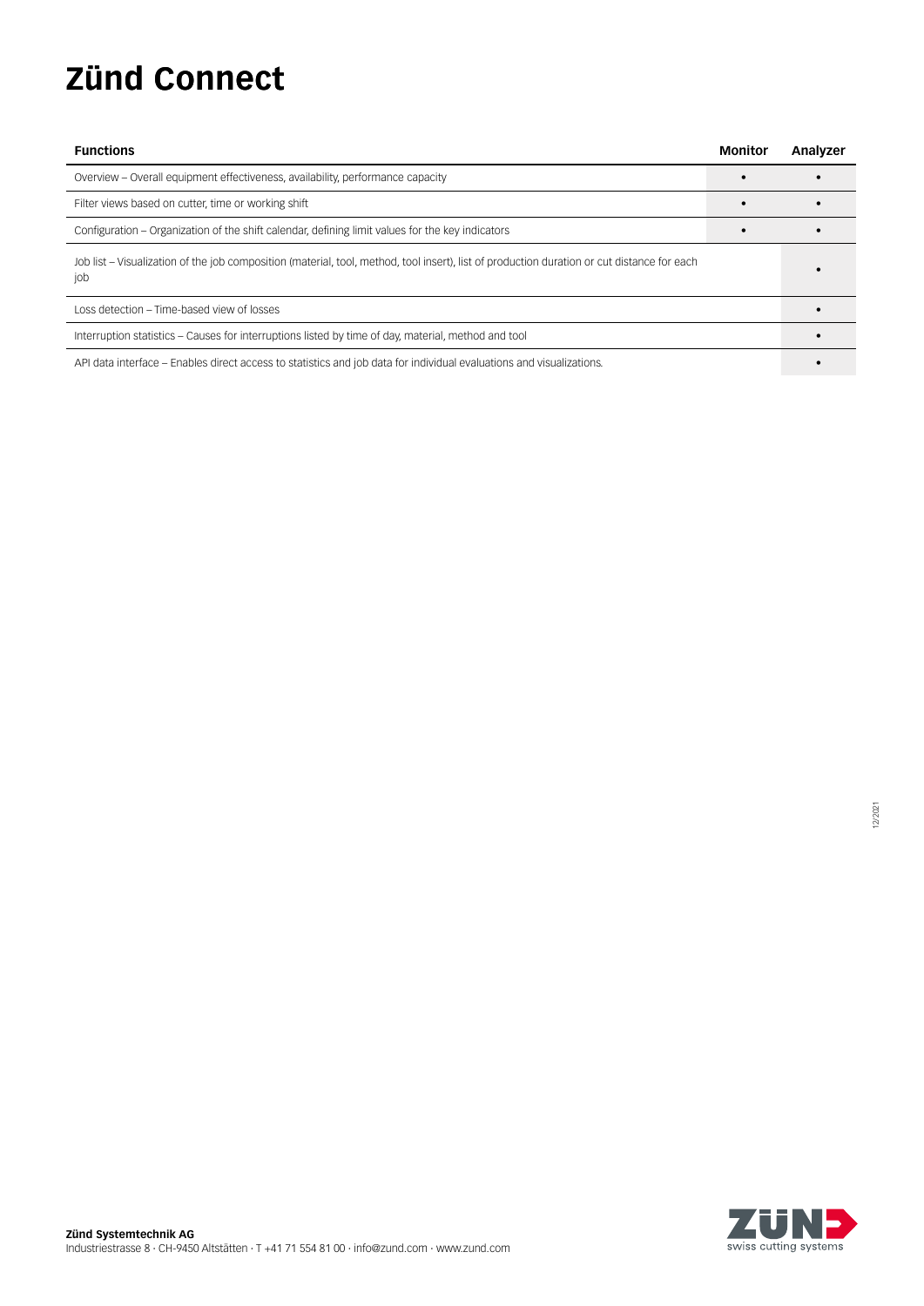# Zünd Connect

| Functions | Monitor | Analyzer |
|---|---|---|
| Overview – Overall equipment effectiveness, availability, performance capacity | • | • |
| Filter views based on cutter, time or working shift | • | • |
| Configuration – Organization of the shift calendar, defining limit values for the key indicators | • | • |
| Job list – Visualization of the job composition (material, tool, method, tool insert), list of production duration or cut distance for each job | | • |
| Loss detection – Time-based view of losses | | • |
| Interruption statistics – Causes for interruptions listed by time of day, material, method and tool | | • |
| API data interface – Enables direct access to statistics and job data for individual evaluations and visualizations. | | • |

12/2021

**Zünd Systemtechnik AG**
Industriestrasse 8 · CH-9450 Altstätten · T +41 71 554 81 00 · info@zund.com · www.zund.com

ZÜND swiss cutting systems